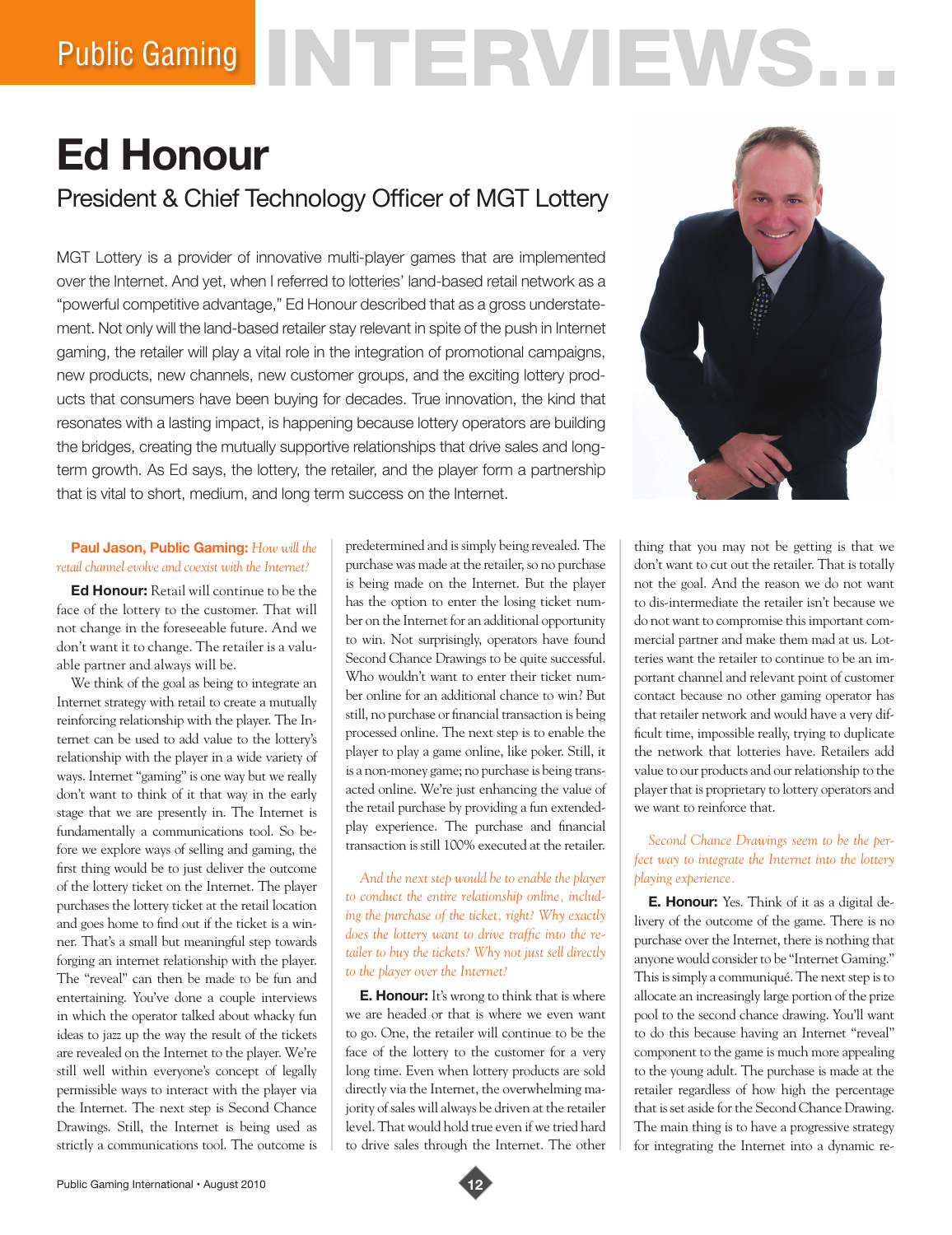# Public Gaming INTERVIEWS...

## Ed Honour

### President & Chief Technology Officer of MGT Lottery

MGT Lottery is a provider of innovative multi-player games that are implemented over the Internet. And yet, when I referred to lotteries' land-based retail network as a "powerful competitive advantage," Ed Honour described that as a gross understatement. Not only will the land-based retailer stay relevant in spite of the push in Internet gaming, the retailer will play a vital role in the integration of promotional campaigns, new products, new channels, new customer groups, and the exciting lottery products that consumers have been buying for decades. True innovation, the kind that resonates with a lasting impact, is happening because lottery operators are building the bridges, creating the mutually supportive relationships that drive sales and long-term growth. As Ed says, the lottery, the retailer, and the player form a partnership that is vital to short, medium, and long term success on the Internet.

**Paul Jason, Public Gaming:** *How will the retail channel evolve and coexist with the Internet?*

**Ed Honour:** Retail will continue to be the face of the lottery to the customer. That will not change in the foreseeable future. And we don't want it to change. The retailer is a valuable partner and always will be.

We think of the goal as being to integrate an Internet strategy with retail to create a mutually reinforcing relationship with the player. The Internet can be used to add value to the lottery's relationship with the player in a wide variety of ways. Internet "gaming" is one way but we really don't want to think of it that way in the early stage that we are presently in. The Internet is fundamentally a communications tool. So before we explore ways of selling and gaming, the first thing would be to just deliver the outcome of the lottery ticket on the Internet. The player purchases the lottery ticket at the retail location and goes home to find out if the ticket is a winner. That's a small but meaningful step towards forging an internet relationship with the player. The "reveal" can then be made to be fun and entertaining. You've done a couple interviews in which the operator talked about whacky fun ideas to jazz up the way the result of the tickets are revealed on the Internet to the player. We're still well within everyone's concept of legally permissible ways to interact with the player via the Internet. The next step is Second Chance Drawings. Still, the Internet is being used as strictly a communications tool. The outcome is predetermined and is simply being revealed. The purchase was made at the retailer, so no purchase is being made on the Internet. But the player has the option to enter the losing ticket number on the Internet for an additional opportunity to win. Not surprisingly, operators have found Second Chance Drawings to be quite successful. Who wouldn't want to enter their ticket number online for an additional chance to win? But still, no purchase or financial transaction is being processed online. The next step is to enable the player to play a game online, like poker. Still, it is a non-money game; no purchase is being transacted online. We're just enhancing the value of the retail purchase by providing a fun extended-play experience. The purchase and financial transaction is still 100% executed at the retailer.

*And the next step would be to enable the player to conduct the entire relationship online, including the purchase of the ticket, right? Why exactly does the lottery want to drive traffic into the retailer to buy the tickets? Why not just sell directly to the player over the Internet?*

**E. Honour:** It's wrong to think that is where we are headed or that is where we even want to go. One, the retailer will continue to be the face of the lottery to the customer for a very long time. Even when lottery products are sold directly via the Internet, the overwhelming majority of sales will always be driven at the retailer level. That would hold true even if we tried hard to drive sales through the Internet. The other thing that you may not be getting is that we don't want to cut out the retailer. That is totally not the goal. And the reason we do not want to dis-intermediate the retailer isn't because we do not want to compromise this important commercial partner and make them mad at us. Lotteries want the retailer to continue to be an important channel and relevant point of customer contact because no other gaming operator has that retailer network and would have a very difficult time, impossible really, trying to duplicate the network that lotteries have. Retailers add value to our products and our relationship to the player that is proprietary to lottery operators and we want to reinforce that.

*Second Chance Drawings seem to be the perfect way to integrate the Internet into the lottery playing experience.*

**E. Honour:** Yes. Think of it as a digital delivery of the outcome of the game. There is no purchase over the Internet, there is nothing that anyone would consider to be "Internet Gaming." This is simply a communiqué. The next step is to allocate an increasingly large portion of the prize pool to the second chance drawing. You'll want to do this because having an Internet "reveal" component to the game is much more appealing to the young adult. The purchase is made at the retailer regardless of how high the percentage that is set aside for the Second Chance Drawing. The main thing is to have a progressive strategy for integrating the Internet into a dynamic re-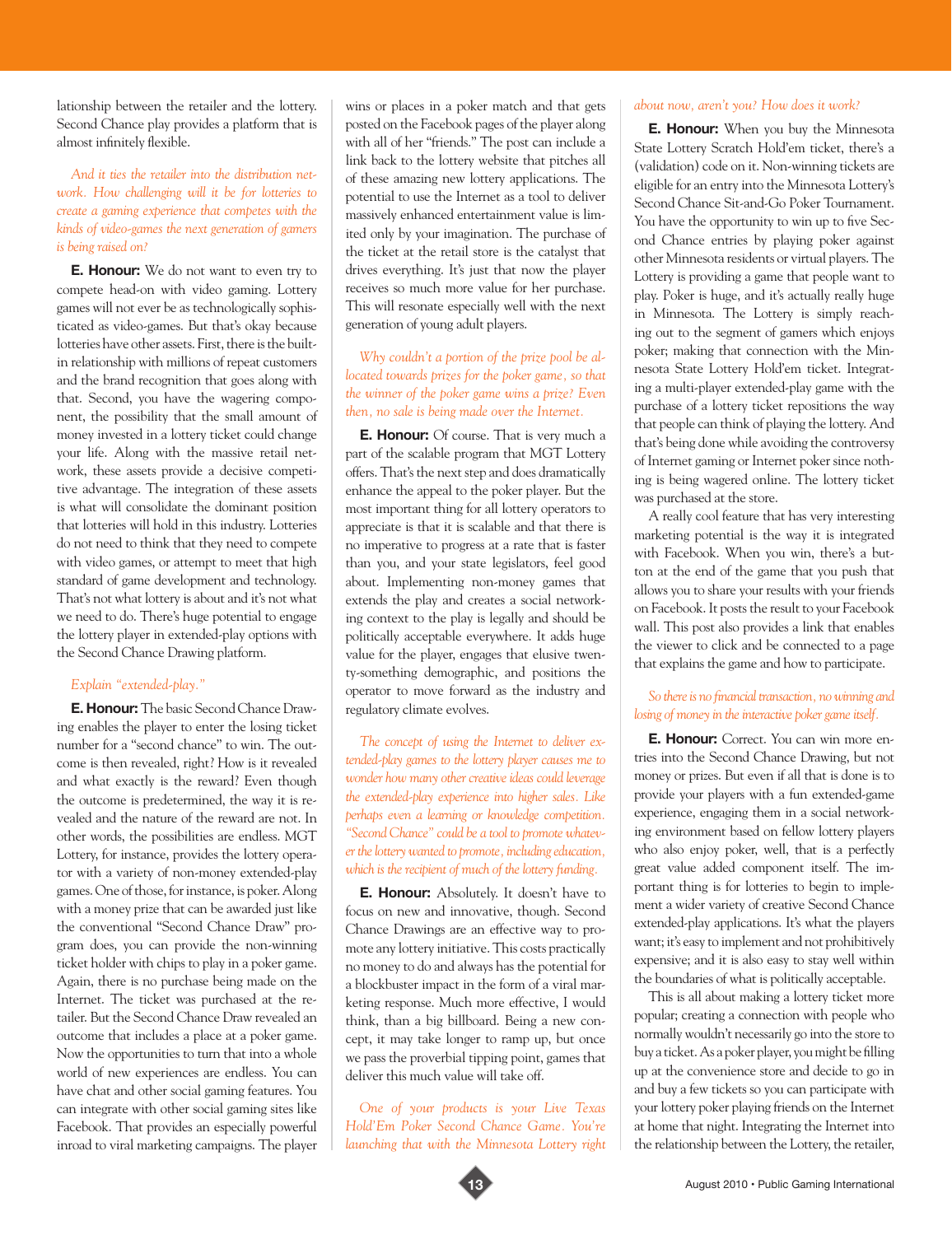lationship between the retailer and the lottery. Second Chance play provides a platform that is almost infinitely flexible.

*And it ties the retailer into the distribution network. How challenging will it be for lotteries to create a gaming experience that competes with the kinds of video-games the next generation of gamers is being raised on?*

**E. Honour:** We do not want to even try to compete head-on with video gaming. Lottery games will not ever be as technologically sophisticated as video-games. But that's okay because lotteries have other assets. First, there is the built-in relationship with millions of repeat customers and the brand recognition that goes along with that. Second, you have the wagering component, the possibility that the small amount of money invested in a lottery ticket could change your life. Along with the massive retail network, these assets provide a decisive competitive advantage. The integration of these assets is what will consolidate the dominant position that lotteries will hold in this industry. Lotteries do not need to think that they need to compete with video games, or attempt to meet that high standard of game development and technology. That's not what lottery is about and it's not what we need to do. There's huge potential to engage the lottery player in extended-play options with the Second Chance Drawing platform.

*Explain "extended-play."*

**E. Honour:** The basic Second Chance Drawing enables the player to enter the losing ticket number for a "second chance" to win. The outcome is then revealed, right? How is it revealed and what exactly is the reward? Even though the outcome is predetermined, the way it is revealed and the nature of the reward are not. In other words, the possibilities are endless. MGT Lottery, for instance, provides the lottery operator with a variety of non-money extended-play games. One of those, for instance, is poker. Along with a money prize that can be awarded just like the conventional "Second Chance Draw" program does, you can provide the non-winning ticket holder with chips to play in a poker game. Again, there is no purchase being made on the Internet. The ticket was purchased at the retailer. But the Second Chance Draw revealed an outcome that includes a place at a poker game. Now the opportunities to turn that into a whole world of new experiences are endless. You can have chat and other social gaming features. You can integrate with other social gaming sites like Facebook. That provides an especially powerful inroad to viral marketing campaigns. The player wins or places in a poker match and that gets posted on the Facebook pages of the player along with all of her "friends." The post can include a link back to the lottery website that pitches all of these amazing new lottery applications. The potential to use the Internet as a tool to deliver massively enhanced entertainment value is limited only by your imagination. The purchase of the ticket at the retail store is the catalyst that drives everything. It's just that now the player receives so much more value for her purchase. This will resonate especially well with the next generation of young adult players.

*Why couldn't a portion of the prize pool be allocated towards prizes for the poker game, so that the winner of the poker game wins a prize? Even then, no sale is being made over the Internet.*

**E. Honour:** Of course. That is very much a part of the scalable program that MGT Lottery offers. That's the next step and does dramatically enhance the appeal to the poker player. But the most important thing for all lottery operators to appreciate is that it is scalable and that there is no imperative to progress at a rate that is faster than you, and your state legislators, feel good about. Implementing non-money games that extends the play and creates a social networking context to the play is legally and should be politically acceptable everywhere. It adds huge value for the player, engages that elusive twenty-something demographic, and positions the operator to move forward as the industry and regulatory climate evolves.

*The concept of using the Internet to deliver extended-play games to the lottery player causes me to wonder how many other creative ideas could leverage the extended-play experience into higher sales. Like perhaps even a learning or knowledge competition. "Second Chance" could be a tool to promote whatever the lottery wanted to promote, including education, which is the recipient of much of the lottery funding.*

**E. Honour:** Absolutely. It doesn't have to focus on new and innovative, though. Second Chance Drawings are an effective way to promote any lottery initiative. This costs practically no money to do and always has the potential for a blockbuster impact in the form of a viral marketing response. Much more effective, I would think, than a big billboard. Being a new concept, it may take longer to ramp up, but once we pass the proverbial tipping point, games that deliver this much value will take off.

*One of your products is your Live Texas Hold'Em Poker Second Chance Game. You're launching that with the Minnesota Lottery right about now, aren't you? How does it work?*

**E. Honour:** When you buy the Minnesota State Lottery Scratch Hold'em ticket, there's a (validation) code on it. Non-winning tickets are eligible for an entry into the Minnesota Lottery's Second Chance Sit-and-Go Poker Tournament. You have the opportunity to win up to five Second Chance entries by playing poker against other Minnesota residents or virtual players. The Lottery is providing a game that people want to play. Poker is huge, and it's actually really huge in Minnesota. The Lottery is simply reaching out to the segment of gamers which enjoys poker; making that connection with the Minnesota State Lottery Hold'em ticket. Integrating a multi-player extended-play game with the purchase of a lottery ticket repositions the way that people can think of playing the lottery. And that's being done while avoiding the controversy of Internet gaming or Internet poker since nothing is being wagered online. The lottery ticket was purchased at the store.

A really cool feature that has very interesting marketing potential is the way it is integrated with Facebook. When you win, there's a button at the end of the game that you push that allows you to share your results with your friends on Facebook. It posts the result to your Facebook wall. This post also provides a link that enables the viewer to click and be connected to a page that explains the game and how to participate.

*So there is no financial transaction, no winning and losing of money in the interactive poker game itself.*

**E. Honour:** Correct. You can win more entries into the Second Chance Drawing, but not money or prizes. But even if all that is done is to provide your players with a fun extended-game experience, engaging them in a social networking environment based on fellow lottery players who also enjoy poker, well, that is a perfectly great value added component itself. The important thing is for lotteries to begin to implement a wider variety of creative Second Chance extended-play applications. It's what the players want; it's easy to implement and not prohibitively expensive; and it is also easy to stay well within the boundaries of what is politically acceptable.

This is all about making a lottery ticket more popular; creating a connection with people who normally wouldn't necessarily go into the store to buy a ticket. As a poker player, you might be filling up at the convenience store and decide to go in and buy a few tickets so you can participate with your lottery poker playing friends on the Internet at home that night. Integrating the Internet into the relationship between the Lottery, the retailer,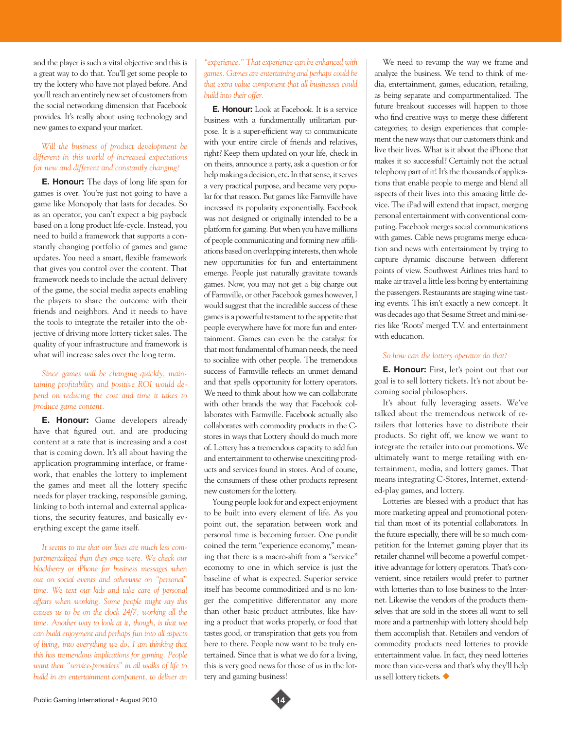and the player is such a vital objective and this is a great way to do that. You'll get some people to try the lottery who have not played before. And you'll reach an entirely new set of customers from the social networking dimension that Facebook provides. It's really about using technology and new games to expand your market.

*Will the business of product development be different in this world of increased expectations for new and different and constantly changing?*

**E. Honour:** The days of long life span for games is over. You're just not going to have a game like Monopoly that lasts for decades. So as an operator, you can't expect a big payback based on a long product life-cycle. Instead, you need to build a framework that supports a constantly changing portfolio of games and game updates. You need a smart, flexible framework that gives you control over the content. That framework needs to include the actual delivery of the game, the social media aspects enabling the players to share the outcome with their friends and neighbors. And it needs to have the tools to integrate the retailer into the objective of driving more lottery ticket sales. The quality of your infrastructure and framework is what will increase sales over the long term.

*Since games will be changing quickly, maintaining profitability and positive ROI would depend on reducing the cost and time it takes to produce game content.*

**E. Honour:** Game developers already have that figured out, and are producing content at a rate that is increasing and a cost that is coming down. It's all about having the application programming interface, or framework, that enables the lottery to implement the games and meet all the lottery specific needs for player tracking, responsible gaming, linking to both internal and external applications, the security features, and basically everything except the game itself.

*It seems to me that our lives are much less compartmentalized than they once were. We check our blackberry or iPhone for business messages when out on social events and otherwise on "personal" time. We text our kids and take care of personal affairs when working. Some people might say this causes us to be on the clock 24/7, working all the time. Another way to look at it, though, is that we can build enjoyment and perhaps fun into all aspects of living, into everything we do. I am thinking that this has tremendous implications for gaming. People want their "service-providers" in all walks of life to build in an entertainment component, to deliver an "experience." That experience can be enhanced with games. Games are entertaining and perhaps could be that extra value component that all businesses could build into their offer.*

**E. Honour:** Look at Facebook. It is a service business with a fundamentally utilitarian purpose. It is a super-efficient way to communicate with your entire circle of friends and relatives, right? Keep them updated on your life, check in on theirs, announce a party, ask a question or for help making a decision, etc. In that sense, it serves a very practical purpose, and became very popular for that reason. But games like Farmville have increased its popularity exponentially. Facebook was not designed or originally intended to be a platform for gaming. But when you have millions of people communicating and forming new affiliations based on overlapping interests, then whole new opportunities for fun and entertainment emerge. People just naturally gravitate towards games. Now, you may not get a big charge out of Farmville, or other Facebook games however, I would suggest that the incredible success of these games is a powerful testament to the appetite that people everywhere have for more fun and entertainment. Games can even be the catalyst for that most fundamental of human needs, the need to socialize with other people. The tremendous success of Farmville reflects an unmet demand and that spells opportunity for lottery operators. We need to think about how we can collaborate with other brands the way that Facebook collaborates with Farmville. Facebook actually also collaborates with commodity products in the C-stores in ways that Lottery should do much more of. Lottery has a tremendous capacity to add fun and entertainment to otherwise unexciting products and services found in stores. And of course, the consumers of these other products represent new customers for the lottery.

Young people look for and expect enjoyment to be built into every element of life. As you point out, the separation between work and personal time is becoming fuzzier. One pundit coined the term "experience economy," meaning that there is a macro-shift from a "service" economy to one in which service is just the baseline of what is expected. Superior service itself has become commoditized and is no longer the competitive differentiator any more than other basic product attributes, like having a product that works properly, or food that tastes good, or transpiration that gets you from here to there. People now want to be truly entertained. Since that is what we do for a living, this is very good news for those of us in the lottery and gaming business!

We need to revamp the way we frame and analyze the business. We tend to think of media, entertainment, games, education, retailing, as being separate and compartmentalized. The future breakout successes will happen to those who find creative ways to merge these different categories; to design experiences that complement the new ways that our customers think and live their lives. What is it about the iPhone that makes it so successful? Certainly not the actual telephony part of it! It's the thousands of applications that enable people to merge and blend all aspects of their lives into this amazing little device. The iPad will extend that impact, merging personal entertainment with conventional computing. Facebook merges social communications with games. Cable news programs merge education and news with entertainment by trying to capture dynamic discourse between different points of view. Southwest Airlines tries hard to make air travel a little less boring by entertaining the passengers. Restaurants are staging wine tasting events. This isn't exactly a new concept. It was decades ago that Sesame Street and mini-series like 'Roots' merged T.V. and entertainment with education.

*So how can the lottery operator do that?*

**E. Honour:** First, let's point out that our goal is to sell lottery tickets. It's not about becoming social philosophers.

It's about fully leveraging assets. We've talked about the tremendous network of retailers that lotteries have to distribute their products. So right off, we know we want to integrate the retailer into our promotions. We ultimately want to merge retailing with entertainment, media, and lottery games. That means integrating C-Stores, Internet, extended-play games, and lottery.

Lotteries are blessed with a product that has more marketing appeal and promotional potential than most of its potential collaborators. In the future especially, there will be so much competition for the Internet gaming player that its retailer channel will become a powerful competitive advantage for lottery operators. That's convenient, since retailers would prefer to partner with lotteries than to lose business to the Internet. Likewise the vendors of the products themselves that are sold in the stores all want to sell more and a partnership with lottery should help them accomplish that. Retailers and vendors of commodity products need lotteries to provide entertainment value. In fact, they need lotteries more than vice-versa and that's why they'll help us sell lottery tickets. ◆